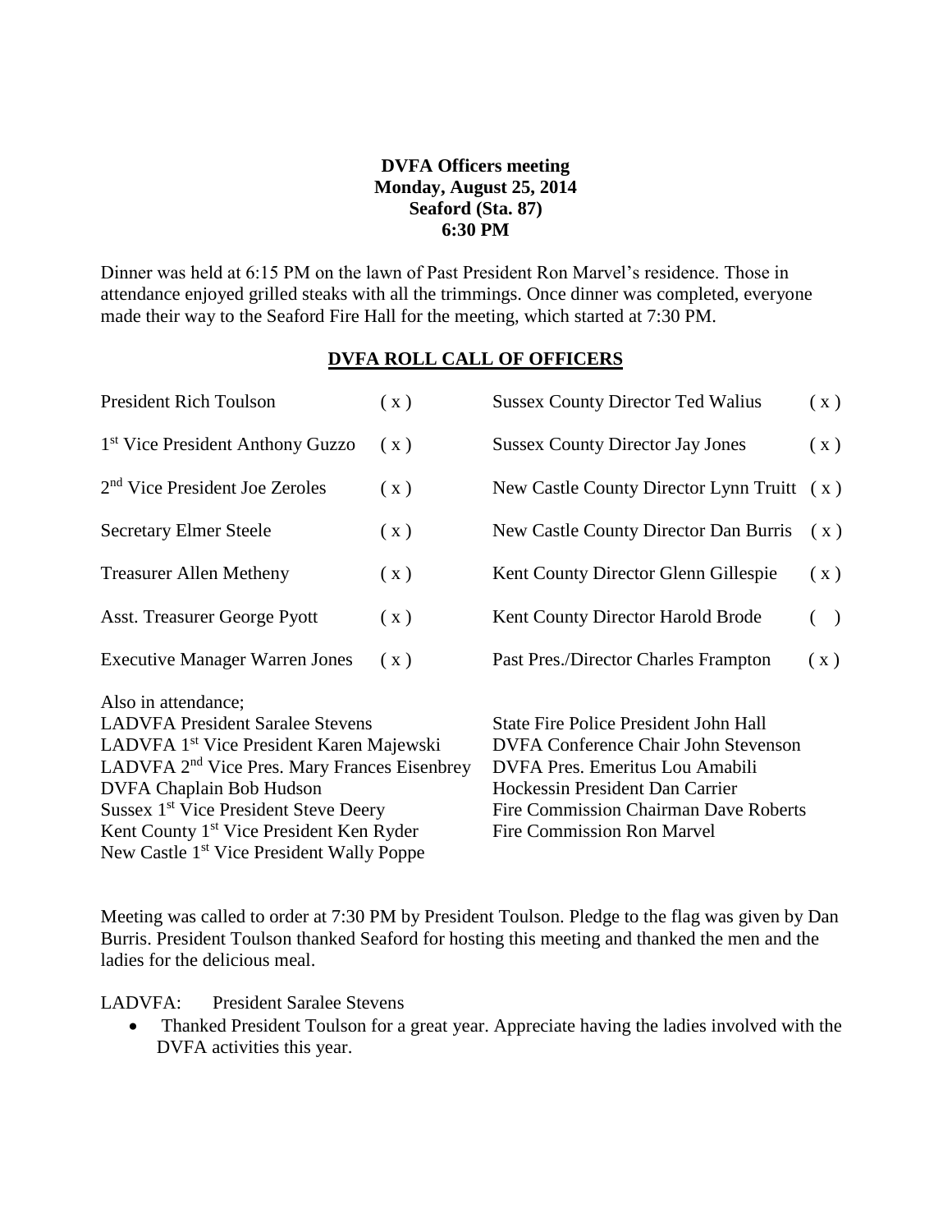**DVFA Officers meeting**
**Monday, August 25, 2014**
**Seaford (Sta. 87)**
**6:30 PM**

Dinner was held at 6:15 PM on the lawn of Past President Ron Marvel's residence. Those in attendance enjoyed grilled steaks with all the trimmings. Once dinner was completed, everyone made their way to the Seaford Fire Hall for the meeting, which started at 7:30 PM.

## DVFA ROLL CALL OF OFFICERS

| | | | |
|---|---|---|---|
| President Rich Toulson | ( x ) | Sussex County Director Ted Walius | ( x ) |
| 1st Vice President Anthony Guzzo | ( x ) | Sussex County Director Jay Jones | ( x ) |
| 2nd Vice President Joe Zeroles | ( x ) | New Castle County Director Lynn Truitt | ( x ) |
| Secretary Elmer Steele | ( x ) | New Castle County Director Dan Burris | ( x ) |
| Treasurer Allen Metheny | ( x ) | Kent County Director Glenn Gillespie | ( x ) |
| Asst. Treasurer George Pyott | ( x ) | Kent County Director Harold Brode | ( ) |
| Executive Manager Warren Jones | ( x ) | Past Pres./Director Charles Frampton | ( x ) |

Also in attendance;

LADVFA President Saralee Stevens
LADVFA 1st Vice President Karen Majewski
LADVFA 2nd Vice Pres. Mary Frances Eisenbrey
DVFA Chaplain Bob Hudson
Sussex 1st Vice President Steve Deery
Kent County 1st Vice President Ken Ryder
New Castle 1st Vice President Wally Poppe
State Fire Police President John Hall
DVFA Conference Chair John Stevenson
DVFA Pres. Emeritus Lou Amabili
Hockessin President Dan Carrier
Fire Commission Chairman Dave Roberts
Fire Commission Ron Marvel

Meeting was called to order at 7:30 PM by President Toulson. Pledge to the flag was given by Dan Burris. President Toulson thanked Seaford for hosting this meeting and thanked the men and the ladies for the delicious meal.

LADVFA: President Saralee Stevens

- Thanked President Toulson for a great year. Appreciate having the ladies involved with the DVFA activities this year.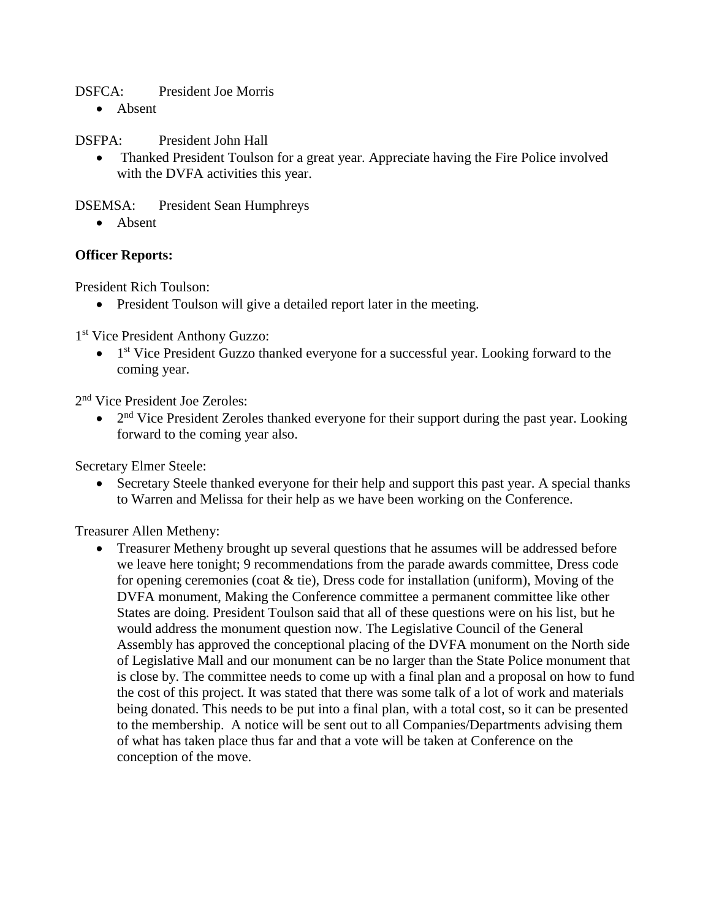DSFCA: President Joe Morris

- Absent

DSFPA: President John Hall

- Thanked President Toulson for a great year. Appreciate having the Fire Police involved with the DVFA activities this year.

DSEMSA: President Sean Humphreys

- Absent

**Officer Reports:**

President Rich Toulson:

- President Toulson will give a detailed report later in the meeting.

1st Vice President Anthony Guzzo:

- 1st Vice President Guzzo thanked everyone for a successful year. Looking forward to the coming year.

2nd Vice President Joe Zeroles:

- 2nd Vice President Zeroles thanked everyone for their support during the past year. Looking forward to the coming year also.

Secretary Elmer Steele:

- Secretary Steele thanked everyone for their help and support this past year. A special thanks to Warren and Melissa for their help as we have been working on the Conference.

Treasurer Allen Metheny:

- Treasurer Metheny brought up several questions that he assumes will be addressed before we leave here tonight; 9 recommendations from the parade awards committee, Dress code for opening ceremonies (coat & tie), Dress code for installation (uniform), Moving of the DVFA monument, Making the Conference committee a permanent committee like other States are doing. President Toulson said that all of these questions were on his list, but he would address the monument question now. The Legislative Council of the General Assembly has approved the conceptional placing of the DVFA monument on the North side of Legislative Mall and our monument can be no larger than the State Police monument that is close by. The committee needs to come up with a final plan and a proposal on how to fund the cost of this project. It was stated that there was some talk of a lot of work and materials being donated. This needs to be put into a final plan, with a total cost, so it can be presented to the membership. A notice will be sent out to all Companies/Departments advising them of what has taken place thus far and that a vote will be taken at Conference on the conception of the move.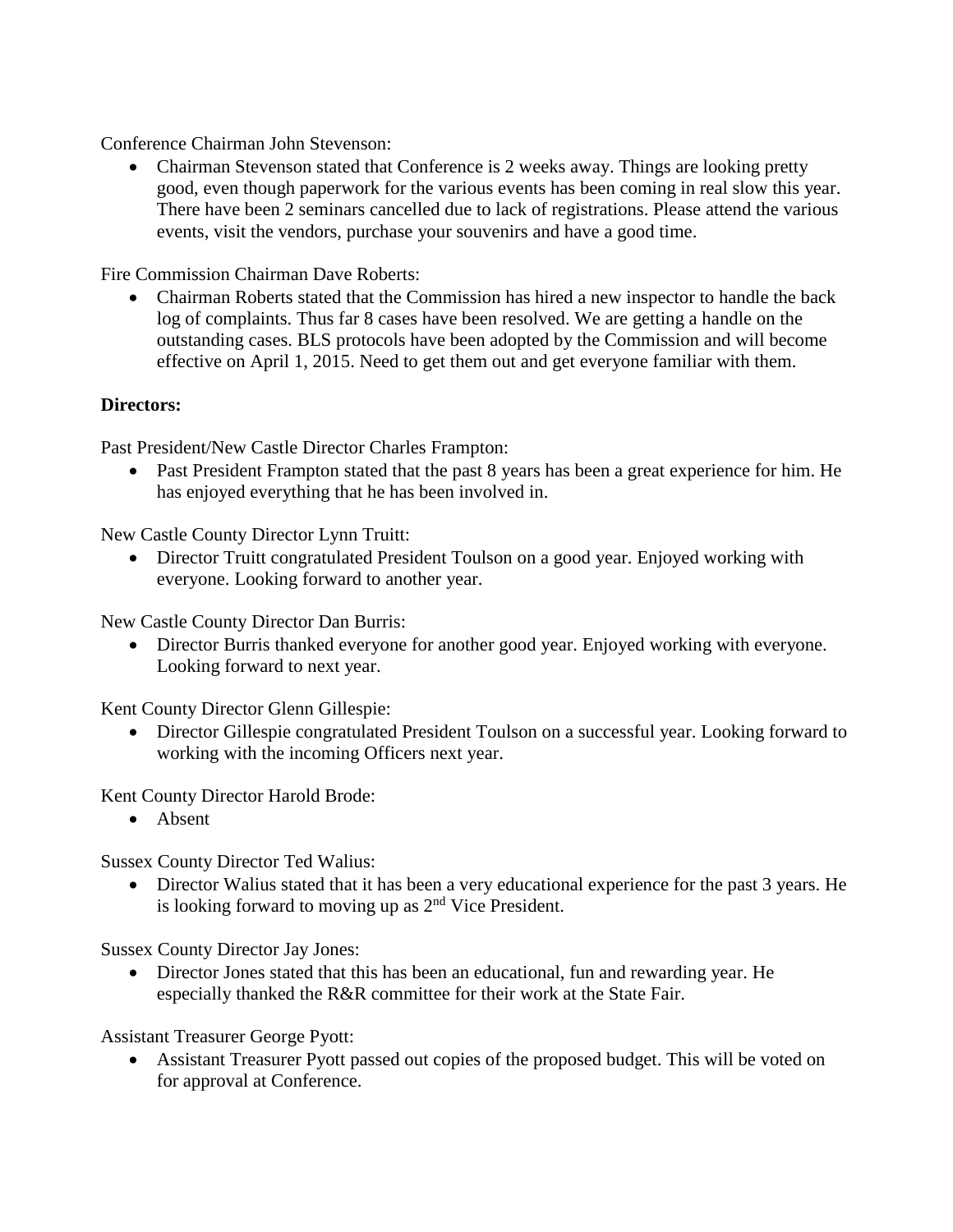Conference Chairman John Stevenson:

- Chairman Stevenson stated that Conference is 2 weeks away. Things are looking pretty good, even though paperwork for the various events has been coming in real slow this year. There have been 2 seminars cancelled due to lack of registrations. Please attend the various events, visit the vendors, purchase your souvenirs and have a good time.

Fire Commission Chairman Dave Roberts:

- Chairman Roberts stated that the Commission has hired a new inspector to handle the back log of complaints. Thus far 8 cases have been resolved. We are getting a handle on the outstanding cases. BLS protocols have been adopted by the Commission and will become effective on April 1, 2015. Need to get them out and get everyone familiar with them.

**Directors:**

Past President/New Castle Director Charles Frampton:

- Past President Frampton stated that the past 8 years has been a great experience for him. He has enjoyed everything that he has been involved in.

New Castle County Director Lynn Truitt:

- Director Truitt congratulated President Toulson on a good year. Enjoyed working with everyone. Looking forward to another year.

New Castle County Director Dan Burris:

- Director Burris thanked everyone for another good year. Enjoyed working with everyone. Looking forward to next year.

Kent County Director Glenn Gillespie:

- Director Gillespie congratulated President Toulson on a successful year. Looking forward to working with the incoming Officers next year.

Kent County Director Harold Brode:

- Absent

Sussex County Director Ted Walius:

- Director Walius stated that it has been a very educational experience for the past 3 years. He is looking forward to moving up as 2nd Vice President.

Sussex County Director Jay Jones:

- Director Jones stated that this has been an educational, fun and rewarding year. He especially thanked the R&R committee for their work at the State Fair.

Assistant Treasurer George Pyott:

- Assistant Treasurer Pyott passed out copies of the proposed budget. This will be voted on for approval at Conference.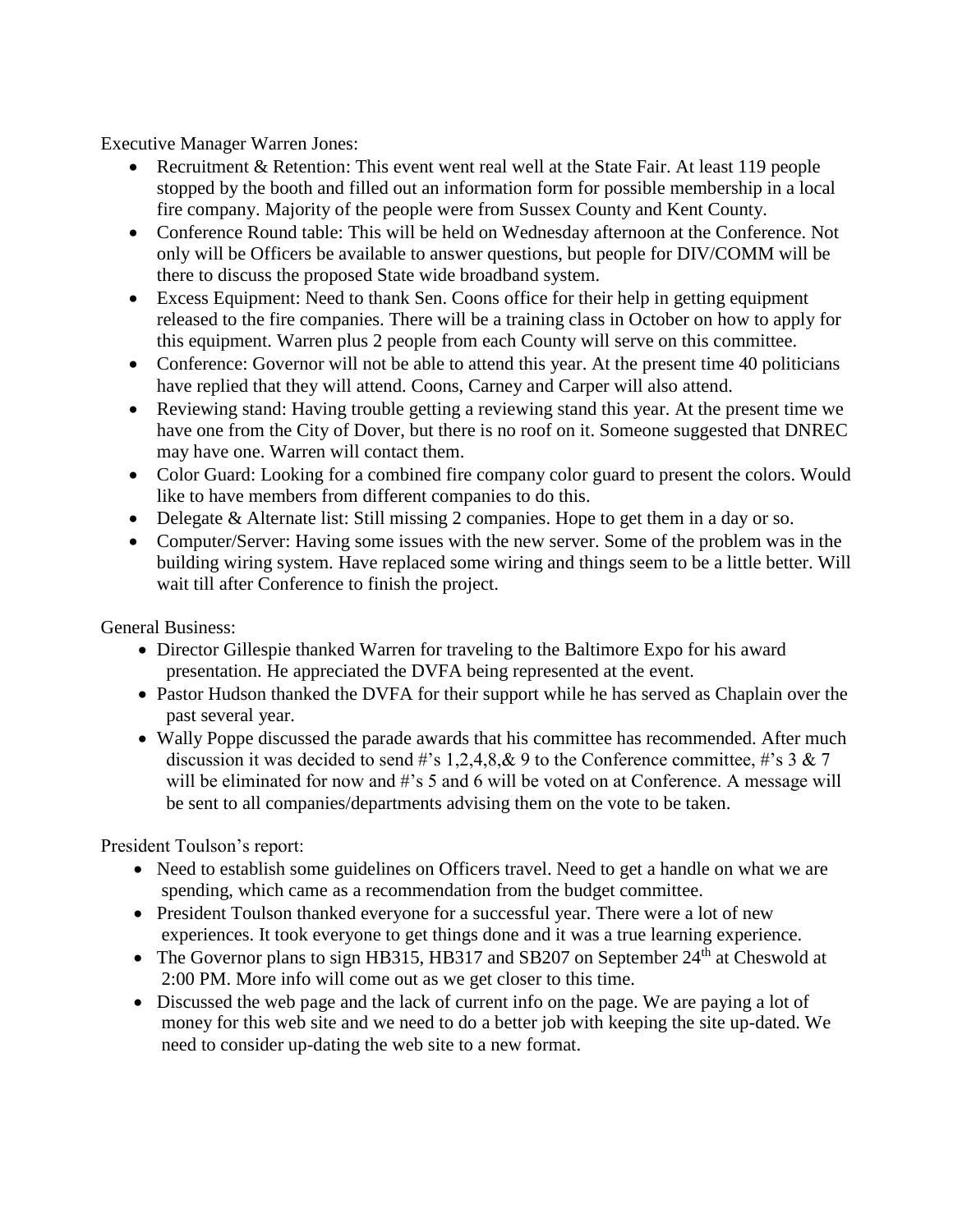Executive Manager Warren Jones:

- Recruitment & Retention: This event went real well at the State Fair. At least 119 people stopped by the booth and filled out an information form for possible membership in a local fire company. Majority of the people were from Sussex County and Kent County.
- Conference Round table: This will be held on Wednesday afternoon at the Conference. Not only will be Officers be available to answer questions, but people for DIV/COMM will be there to discuss the proposed State wide broadband system.
- Excess Equipment: Need to thank Sen. Coons office for their help in getting equipment released to the fire companies. There will be a training class in October on how to apply for this equipment. Warren plus 2 people from each County will serve on this committee.
- Conference: Governor will not be able to attend this year. At the present time 40 politicians have replied that they will attend. Coons, Carney and Carper will also attend.
- Reviewing stand: Having trouble getting a reviewing stand this year. At the present time we have one from the City of Dover, but there is no roof on it. Someone suggested that DNREC may have one. Warren will contact them.
- Color Guard: Looking for a combined fire company color guard to present the colors. Would like to have members from different companies to do this.
- Delegate & Alternate list: Still missing 2 companies. Hope to get them in a day or so.
- Computer/Server: Having some issues with the new server. Some of the problem was in the building wiring system. Have replaced some wiring and things seem to be a little better. Will wait till after Conference to finish the project.

General Business:

- Director Gillespie thanked Warren for traveling to the Baltimore Expo for his award presentation. He appreciated the DVFA being represented at the event.
- Pastor Hudson thanked the DVFA for their support while he has served as Chaplain over the past several year.
- Wally Poppe discussed the parade awards that his committee has recommended. After much discussion it was decided to send #'s 1,2,4,8,& 9 to the Conference committee, #'s 3 & 7 will be eliminated for now and #'s 5 and 6 will be voted on at Conference. A message will be sent to all companies/departments advising them on the vote to be taken.

President Toulson's report:

- Need to establish some guidelines on Officers travel. Need to get a handle on what we are spending, which came as a recommendation from the budget committee.
- President Toulson thanked everyone for a successful year. There were a lot of new experiences. It took everyone to get things done and it was a true learning experience.
- The Governor plans to sign HB315, HB317 and SB207 on September 24th at Cheswold at 2:00 PM. More info will come out as we get closer to this time.
- Discussed the web page and the lack of current info on the page. We are paying a lot of money for this web site and we need to do a better job with keeping the site up-dated. We need to consider up-dating the web site to a new format.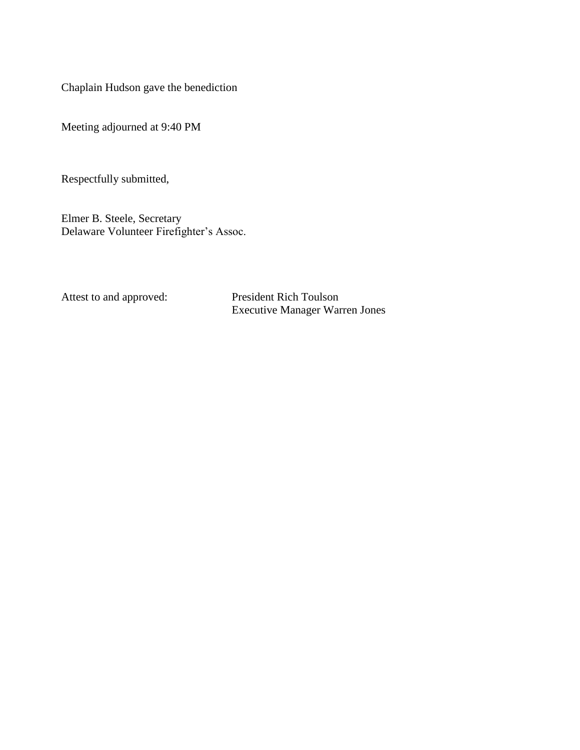Chaplain Hudson gave the benediction

Meeting adjourned at 9:40 PM

Respectfully submitted,

Elmer B. Steele, Secretary
Delaware Volunteer Firefighter's Assoc.

Attest to and approved: President Rich Toulson
Executive Manager Warren Jones